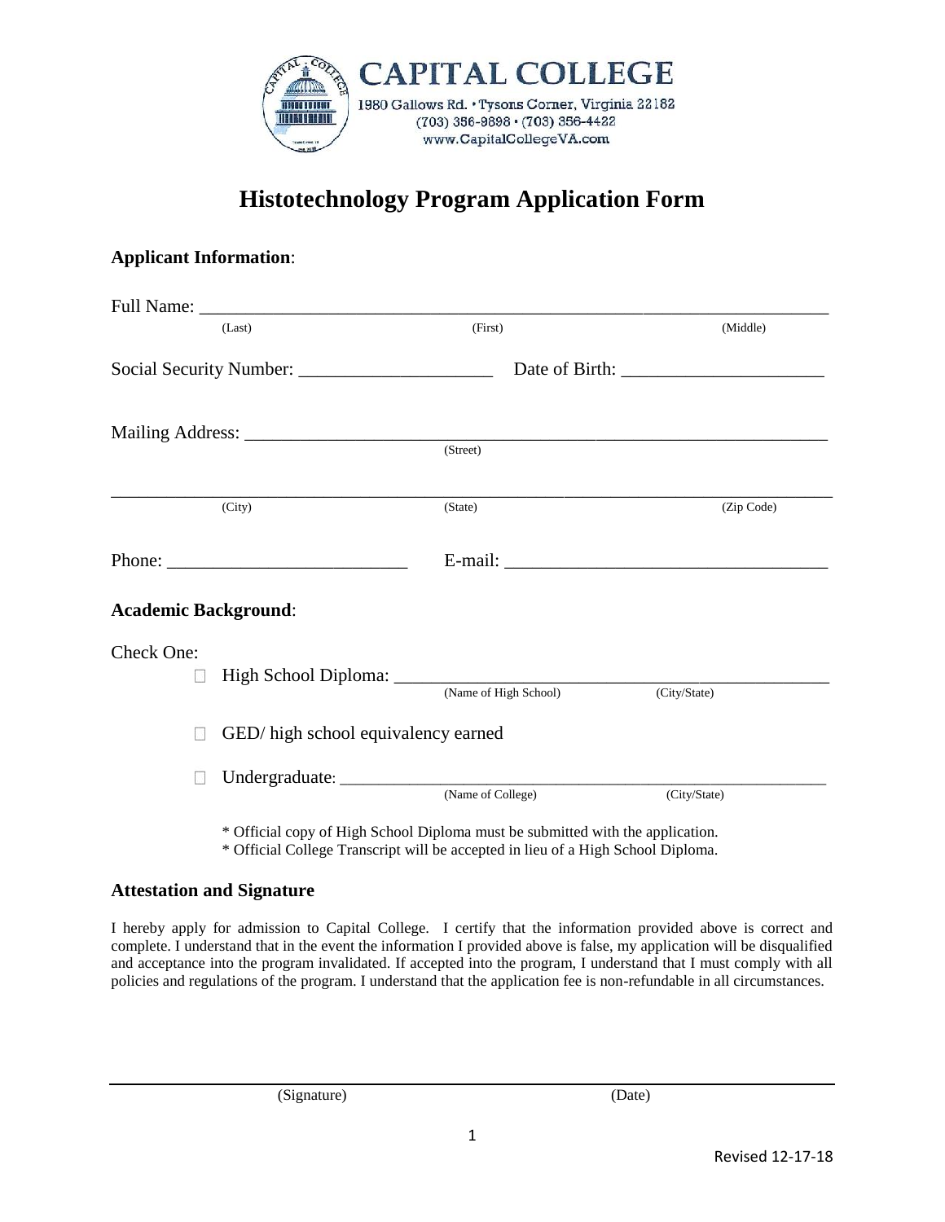**CAPITAL COLLEGE**
1980 Gallows Rd. • Tysons Corner, Virginia 22182
(703) 356-9898 • (703) 356-4422
www.CapitalCollegeVA.com

# Histotechnology Program Application Form

**Applicant Information**:

Full Name: ______________________________________________________________________
(Last) (First) (Middle)

Social Security Number: _____________________ Date of Birth: ______________________

Mailing Address: ____________________________________________________________
(Street)

_____________________________________________________________________________
(City) (State) (Zip Code)

Phone: __________________________ E-mail: ___________________________________

**Academic Background**:

Check One:

- ☐ High School Diploma: _______________________________________________
  (Name of High School) (City/State)
- ☐ GED/ high school equivalency earned
- ☐ Undergraduate: ____________________________________________________
  (Name of College) (City/State)

\* Official copy of High School Diploma must be submitted with the application.
\* Official College Transcript will be accepted in lieu of a High School Diploma.

**Attestation and Signature**

I hereby apply for admission to Capital College. I certify that the information provided above is correct and complete. I understand that in the event the information I provided above is false, my application will be disqualified and acceptance into the program invalidated. If accepted into the program, I understand that I must comply with all policies and regulations of the program. I understand that the application fee is non-refundable in all circumstances.

_____________________________________________________________________________
(Signature) (Date)

Revised 12-17-18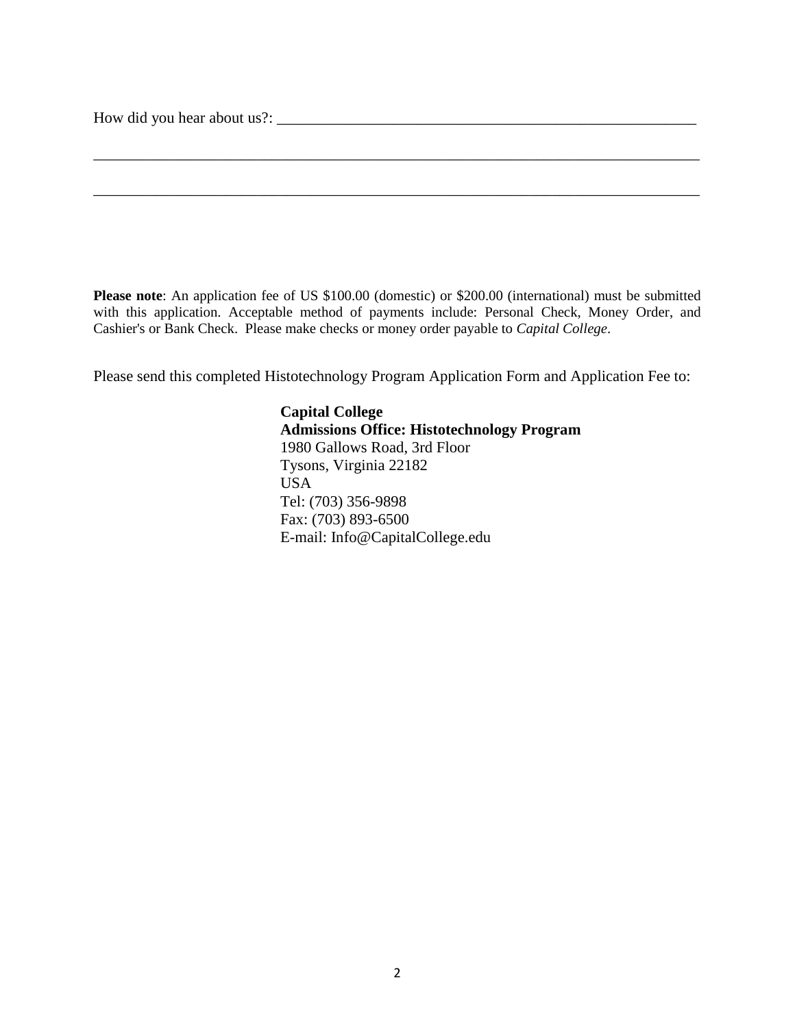How did you hear about us?: ________________________________________________________

________________________________________________________________________________

________________________________________________________________________________

**Please note**: An application fee of US $100.00 (domestic) or $200.00 (international) must be submitted with this application. Acceptable method of payments include: Personal Check, Money Order, and Cashier's or Bank Check. Please make checks or money order payable to *Capital College*.

Please send this completed Histotechnology Program Application Form and Application Fee to:

**Capital College**
**Admissions Office: Histotechnology Program**
1980 Gallows Road, 3rd Floor
Tysons, Virginia 22182
USA
Tel: (703) 356-9898
Fax: (703) 893-6500
E-mail: Info@CapitalCollege.edu